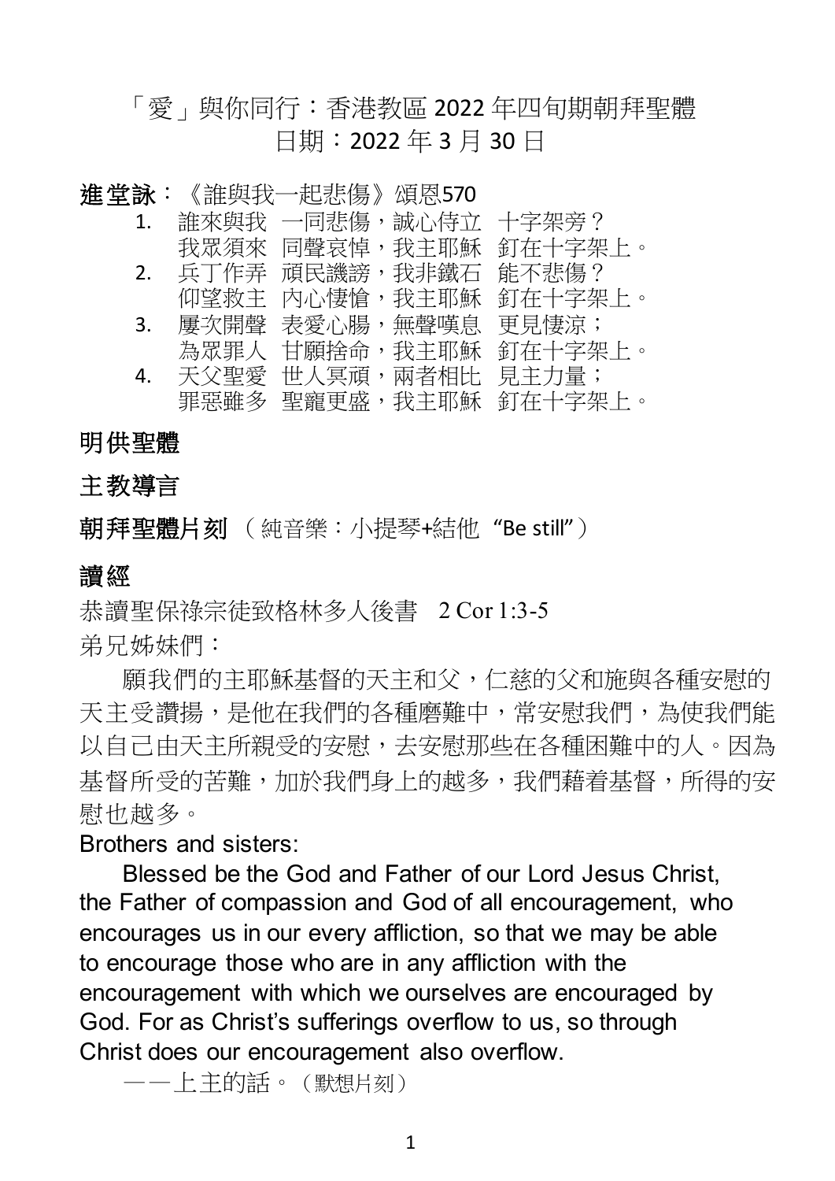# 「愛」與你同行：香港教區 2022 年四旬期朝拜聖體

日期：2022 年 3 月 30 日

**進堂詠**：《誰與我一起悲傷》頌恩570

1. 誰來與我 一同悲傷，誠心侍立 十字架旁？
   我眾須來 同聲哀悼，我主耶穌 釘在十字架上。
2. 兵丁作弄 頑民譏謗，我非鐵石 能不悲傷？
   仰望救主 內心悽愴，我主耶穌 釘在十字架上。
3. 屢次開聲 表愛心腸，無聲嘆息 更見悽涼；
   為眾罪人 甘願捨命，我主耶穌 釘在十字架上。
4. 天父聖愛 世人冥頑，兩者相比 見主力量；
   罪惡雖多 聖寵更盛，我主耶穌 釘在十字架上。

## 明供聖體

## 主教導言

**朝拜聖體片刻**（純音樂：小提琴+結他 "Be still"）

## 讀經

恭讀聖保祿宗徒致格林多人後書 2 Cor 1:3-5

弟兄姊妹們：

願我們的主耶穌基督的天主和父，仁慈的父和施與各種安慰的天主受讚揚，是他在我們的各種磨難中，常安慰我們，為使我們能以自己由天主所親受的安慰，去安慰那些在各種困難中的人。因為基督所受的苦難，加於我們身上的越多，我們藉着基督，所得的安慰也越多。

Brothers and sisters:

Blessed be the God and Father of our Lord Jesus Christ, the Father of compassion and God of all encouragement, who encourages us in our every affliction, so that we may be able to encourage those who are in any affliction with the encouragement with which we ourselves are encouraged by God. For as Christ's sufferings overflow to us, so through Christ does our encouragement also overflow.

——上主的話。（默想片刻）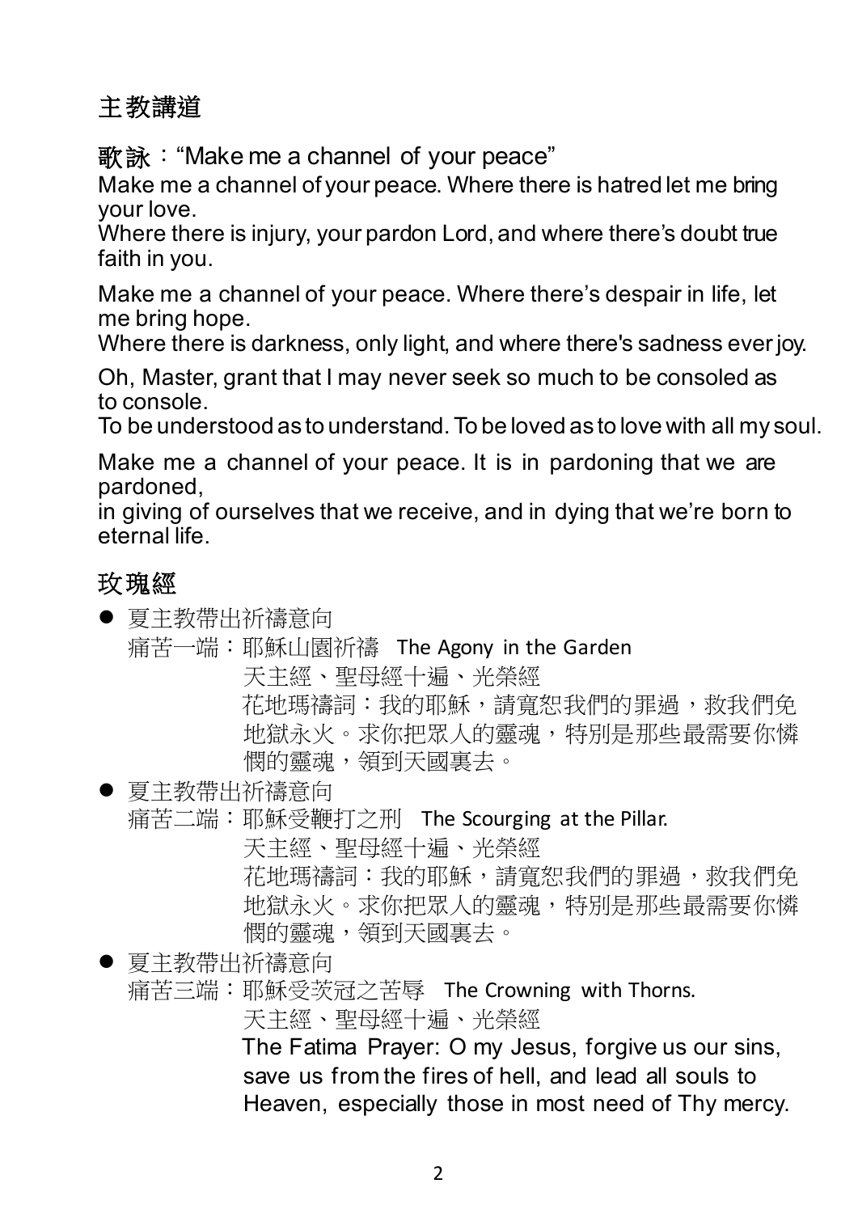## 主教講道

**歌詠**：“Make me a channel of your peace”

Make me a channel of your peace. Where there is hatred let me bring your love.
Where there is injury, your pardon Lord, and where there’s doubt true faith in you.

Make me a channel of your peace. Where there’s despair in life, let me bring hope.
Where there is darkness, only light, and where there's sadness ever joy.

Oh, Master, grant that I may never seek so much to be consoled as to console.
To be understood as to understand. To be loved as to love with all my soul.

Make me a channel of your peace. It is in pardoning that we are pardoned,
in giving of ourselves that we receive, and in dying that we’re born to eternal life.

## 玫瑰經

- 夏主教帶出祈禱意向

  痛苦一端：耶穌山園祈禱 The Agony in the Garden

  天主經、聖母經十遍、光榮經

  花地瑪禱詞：我的耶穌，請寬恕我們的罪過，救我們免地獄永火。求你把眾人的靈魂，特別是那些最需要你憐憫的靈魂，領到天國裏去。

- 夏主教帶出祈禱意向

  痛苦二端：耶穌受鞭打之刑 The Scourging at the Pillar.

  天主經、聖母經十遍、光榮經

  花地瑪禱詞：我的耶穌，請寬恕我們的罪過，救我們免地獄永火。求你把眾人的靈魂，特別是那些最需要你憐憫的靈魂，領到天國裏去。

- 夏主教帶出祈禱意向

  痛苦三端：耶穌受茨冠之苦辱 The Crowning with Thorns.

  天主經、聖母經十遍、光榮經

  The Fatima Prayer: O my Jesus, forgive us our sins, save us from the fires of hell, and lead all souls to Heaven, especially those in most need of Thy mercy.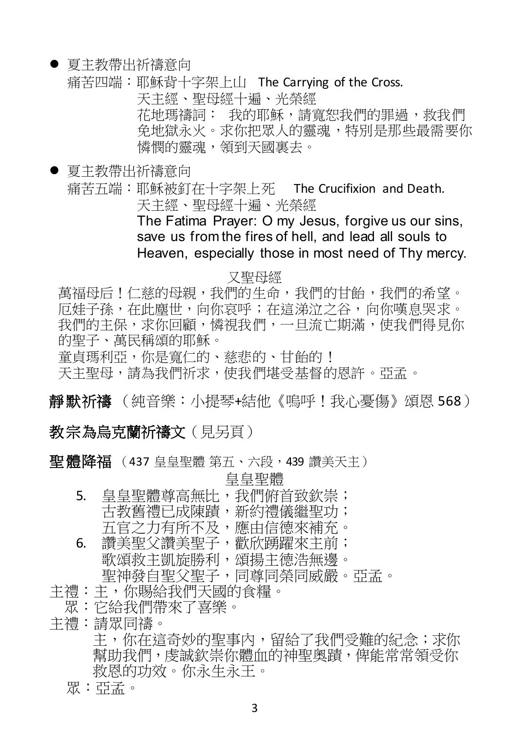- 夏主教帶出祈禱意向

  痛苦四端：耶穌背十字架上山　The Carrying of the Cross.

  天主經、聖母經十遍、光榮經

  花地瑪禱詞：　我的耶穌，請寬恕我們的罪過，救我們免地獄永火。求你把眾人的靈魂，特別是那些最需要你憐憫的靈魂，領到天國裏去。

- 夏主教帶出祈禱意向

  痛苦五端：耶穌被釘在十字架上死　The Crucifixion and Death.

  天主經、聖母經十遍、光榮經

  The Fatima Prayer: O my Jesus, forgive us our sins, save us from the fires of hell, and lead all souls to Heaven, especially those in most need of Thy mercy.

又聖母經

萬福母后！仁慈的母親，我們的生命，我們的甘飴，我們的希望。厄娃子孫，在此塵世，向你哀呼；在這涕泣之谷，向你嘆息哭求。我們的主保，求你回顧，憐視我們，一旦流亡期滿，使我們得見你的聖子、萬民稱頌的耶穌。

童貞瑪利亞，你是寬仁的、慈悲的、甘飴的！

天主聖母，請為我們祈求，使我們堪受基督的恩許。亞孟。

**靜默祈禱**（純音樂：小提琴+結他《嗚呼！我心憂傷》頌恩 568）

**教宗為烏克蘭祈禱文**（見另頁）

**聖體降福**（437 皇皇聖體 第五、六段，439 讚美天主）

皇皇聖體

5. 皇皇聖體尊高無比，我們俯首致欽崇；
   古教舊禮已成陳蹟，新約禮儀繼聖功；
   五官之力有所不及，應由信德來補充。
6. 讚美聖父讚美聖子，歡欣踴躍來主前；
   歌頌救主凱旋勝利，頌揚主德浩無邊。
   聖神發自聖父聖子，同尊同榮同威嚴。亞孟。

主禮：主，你賜給我們天國的食糧。

眾：它給我們帶來了喜樂。

主禮：請眾同禱。

主，你在這奇妙的聖事內，留給了我們受難的紀念；求你幫助我們，虔誠欽崇你體血的神聖奧蹟，俾能常常領受你救恩的功效。你永生永王。

眾：亞孟。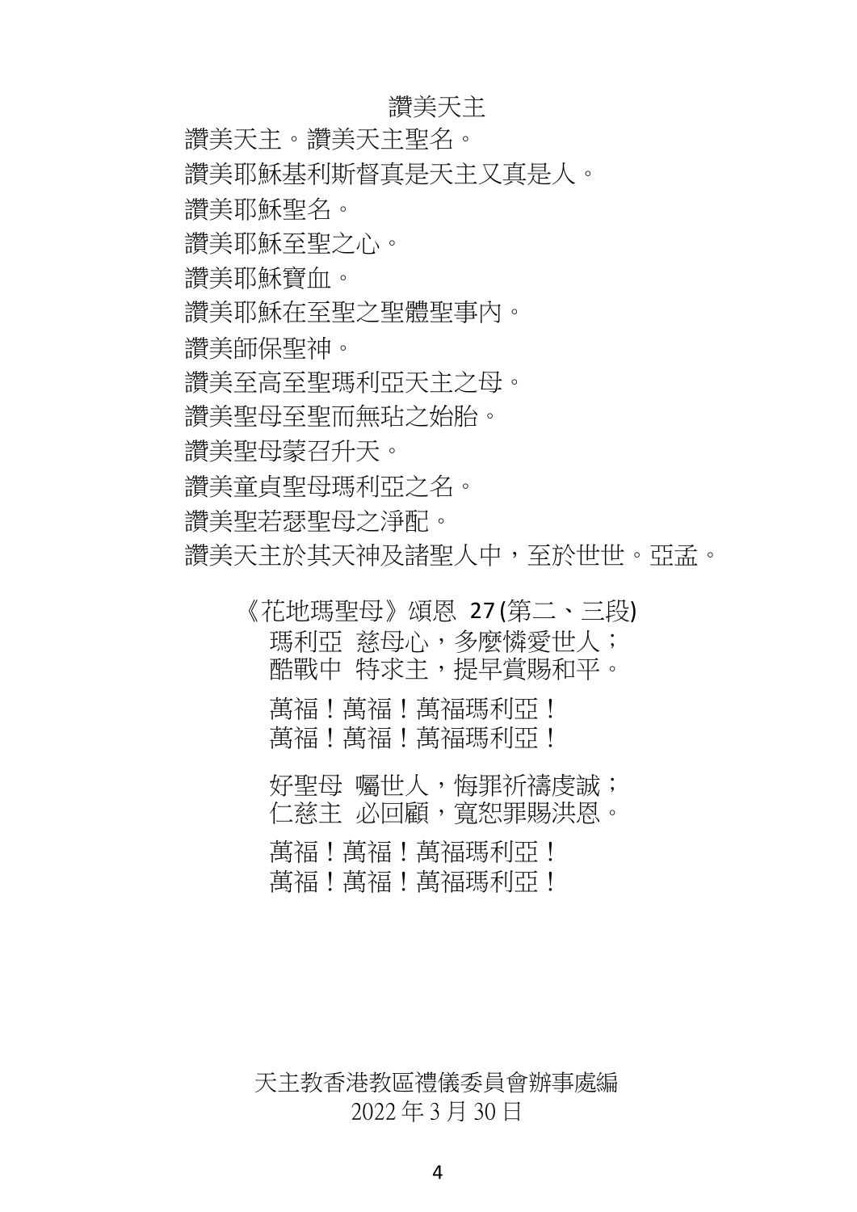## 讚美天主

讚美天主。讚美天主聖名。

讚美耶穌基利斯督真是天主又真是人。

讚美耶穌聖名。

讚美耶穌至聖之心。

讚美耶穌寶血。

讚美耶穌在至聖之聖體聖事內。

讚美師保聖神。

讚美至高至聖瑪利亞天主之母。

讚美聖母至聖而無玷之始胎。

讚美聖母蒙召升天。

讚美童貞聖母瑪利亞之名。

讚美聖若瑟聖母之淨配。

讚美天主於其天神及諸聖人中，至於世世。亞孟。

《花地瑪聖母》頌恩 27 (第二、三段)

瑪利亞 慈母心，多麼憐愛世人；
酷戰中 特求主，提早賞賜和平。

萬福！萬福！萬福瑪利亞！
萬福！萬福！萬福瑪利亞！

好聖母 囑世人，悔罪祈禱虔誠；
仁慈主 必回顧，寬恕罪賜洪恩。

萬福！萬福！萬福瑪利亞！
萬福！萬福！萬福瑪利亞！

天主教香港教區禮儀委員會辦事處編
2022 年 3 月 30 日